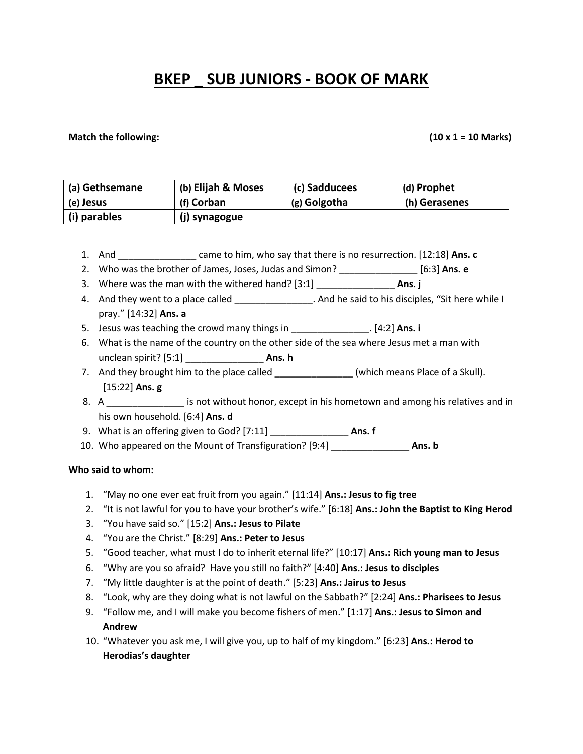# BKEP _ SUB JUNIORS - BOOK OF MARK

**Match the following:** **(10 x 1 = 10 Marks)**

| (a) Gethsemane | (b) Elijah & Moses | (c) Sadducees | (d) Prophet |
|---|---|---|---|
| (e) Jesus | (f) Corban | (g) Golgotha | (h) Gerasenes |
| (i) parables | (j) synagogue | | |

1. And _______________ came to him, who say that there is no resurrection. [12:18] **Ans. c**
2. Who was the brother of James, Joses, Judas and Simon? _______________ [6:3] **Ans. e**
3. Where was the man with the withered hand? [3:1] _______________ **Ans. j**
4. And they went to a place called _______________. And he said to his disciples, "Sit here while I pray." [14:32] **Ans. a**
5. Jesus was teaching the crowd many things in _______________. [4:2] **Ans. i**
6. What is the name of the country on the other side of the sea where Jesus met a man with unclean spirit? [5:1] _______________ **Ans. h**
7. And they brought him to the place called _______________ (which means Place of a Skull). [15:22] **Ans. g**
8. A _______________ is not without honor, except in his hometown and among his relatives and in his own household. [6:4] **Ans. d**
9. What is an offering given to God? [7:11] _______________ **Ans. f**
10. Who appeared on the Mount of Transfiguration? [9:4] _______________ **Ans. b**

**Who said to whom:**

1. "May no one ever eat fruit from you again." [11:14] **Ans.: Jesus to fig tree**
2. "It is not lawful for you to have your brother's wife." [6:18] **Ans.: John the Baptist to King Herod**
3. "You have said so." [15:2] **Ans.: Jesus to Pilate**
4. "You are the Christ." [8:29] **Ans.: Peter to Jesus**
5. "Good teacher, what must I do to inherit eternal life?" [10:17] **Ans.: Rich young man to Jesus**
6. "Why are you so afraid? Have you still no faith?" [4:40] **Ans.: Jesus to disciples**
7. "My little daughter is at the point of death." [5:23] **Ans.: Jairus to Jesus**
8. "Look, why are they doing what is not lawful on the Sabbath?" [2:24] **Ans.: Pharisees to Jesus**
9. "Follow me, and I will make you become fishers of men." [1:17] **Ans.: Jesus to Simon and Andrew**
10. "Whatever you ask me, I will give you, up to half of my kingdom." [6:23] **Ans.: Herod to Herodias's daughter**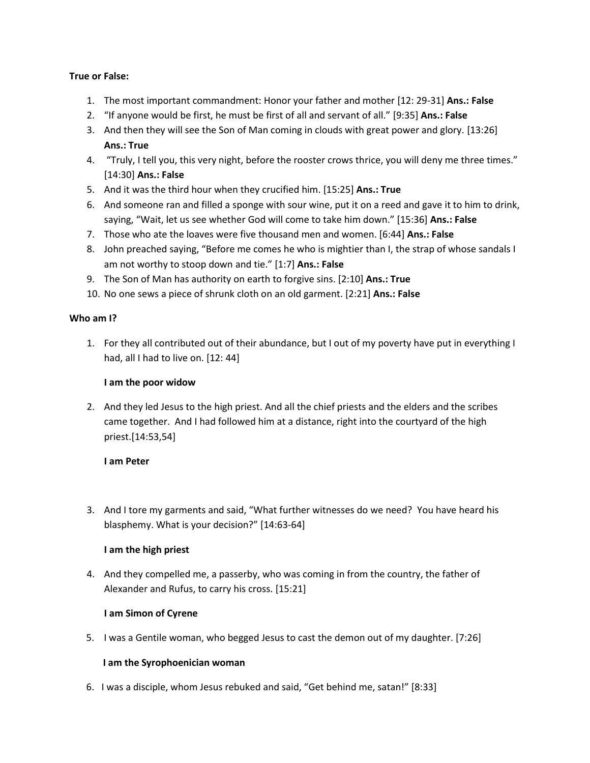**True or False:**

1. The most important commandment: Honor your father and mother [12: 29-31] **Ans.: False**
2. "If anyone would be first, he must be first of all and servant of all." [9:35] **Ans.: False**
3. And then they will see the Son of Man coming in clouds with great power and glory. [13:26] **Ans.: True**
4. "Truly, I tell you, this very night, before the rooster crows thrice, you will deny me three times." [14:30] **Ans.: False**
5. And it was the third hour when they crucified him. [15:25] **Ans.: True**
6. And someone ran and filled a sponge with sour wine, put it on a reed and gave it to him to drink, saying, "Wait, let us see whether God will come to take him down." [15:36] **Ans.: False**
7. Those who ate the loaves were five thousand men and women. [6:44] **Ans.: False**
8. John preached saying, "Before me comes he who is mightier than I, the strap of whose sandals I am not worthy to stoop down and tie." [1:7] **Ans.: False**
9. The Son of Man has authority on earth to forgive sins. [2:10] **Ans.: True**
10. No one sews a piece of shrunk cloth on an old garment. [2:21] **Ans.: False**

**Who am I?**

1. For they all contributed out of their abundance, but I out of my poverty have put in everything I had, all I had to live on. [12: 44]

   **I am the poor widow**

2. And they led Jesus to the high priest. And all the chief priests and the elders and the scribes came together. And I had followed him at a distance, right into the courtyard of the high priest.[14:53,54]

   **I am Peter**

3. And I tore my garments and said, "What further witnesses do we need? You have heard his blasphemy. What is your decision?" [14:63-64]

   **I am the high priest**

4. And they compelled me, a passerby, who was coming in from the country, the father of Alexander and Rufus, to carry his cross. [15:21]

   **I am Simon of Cyrene**

5. I was a Gentile woman, who begged Jesus to cast the demon out of my daughter. [7:26]

   **I am the Syrophoenician woman**

6. I was a disciple, whom Jesus rebuked and said, "Get behind me, satan!" [8:33]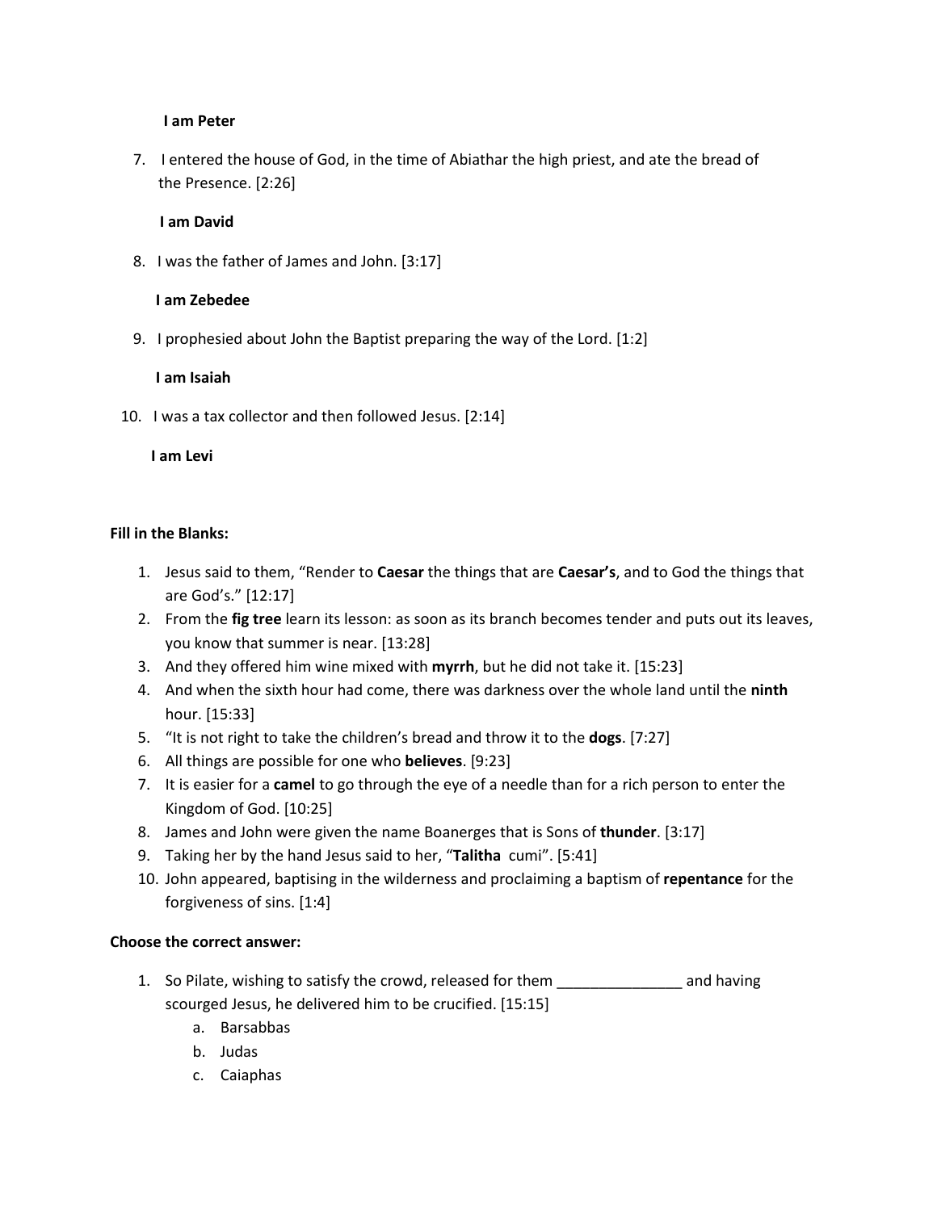**I am Peter**

7. I entered the house of God, in the time of Abiathar the high priest, and ate the bread of the Presence. [2:26]

   **I am David**

8. I was the father of James and John. [3:17]

   **I am Zebedee**

9. I prophesied about John the Baptist preparing the way of the Lord. [1:2]

   **I am Isaiah**

10. I was a tax collector and then followed Jesus. [2:14]

    **I am Levi**

**Fill in the Blanks:**

1. Jesus said to them, "Render to **Caesar** the things that are **Caesar's**, and to God the things that are God's." [12:17]
2. From the **fig tree** learn its lesson: as soon as its branch becomes tender and puts out its leaves, you know that summer is near. [13:28]
3. And they offered him wine mixed with **myrrh**, but he did not take it. [15:23]
4. And when the sixth hour had come, there was darkness over the whole land until the **ninth** hour. [15:33]
5. "It is not right to take the children's bread and throw it to the **dogs**. [7:27]
6. All things are possible for one who **believes**. [9:23]
7. It is easier for a **camel** to go through the eye of a needle than for a rich person to enter the Kingdom of God. [10:25]
8. James and John were given the name Boanerges that is Sons of **thunder**. [3:17]
9. Taking her by the hand Jesus said to her, "**Talitha** cumi". [5:41]
10. John appeared, baptising in the wilderness and proclaiming a baptism of **repentance** for the forgiveness of sins. [1:4]

**Choose the correct answer:**

1. So Pilate, wishing to satisfy the crowd, released for them _______________ and having scourged Jesus, he delivered him to be crucified. [15:15]
   a. Barsabbas
   b. Judas
   c. Caiaphas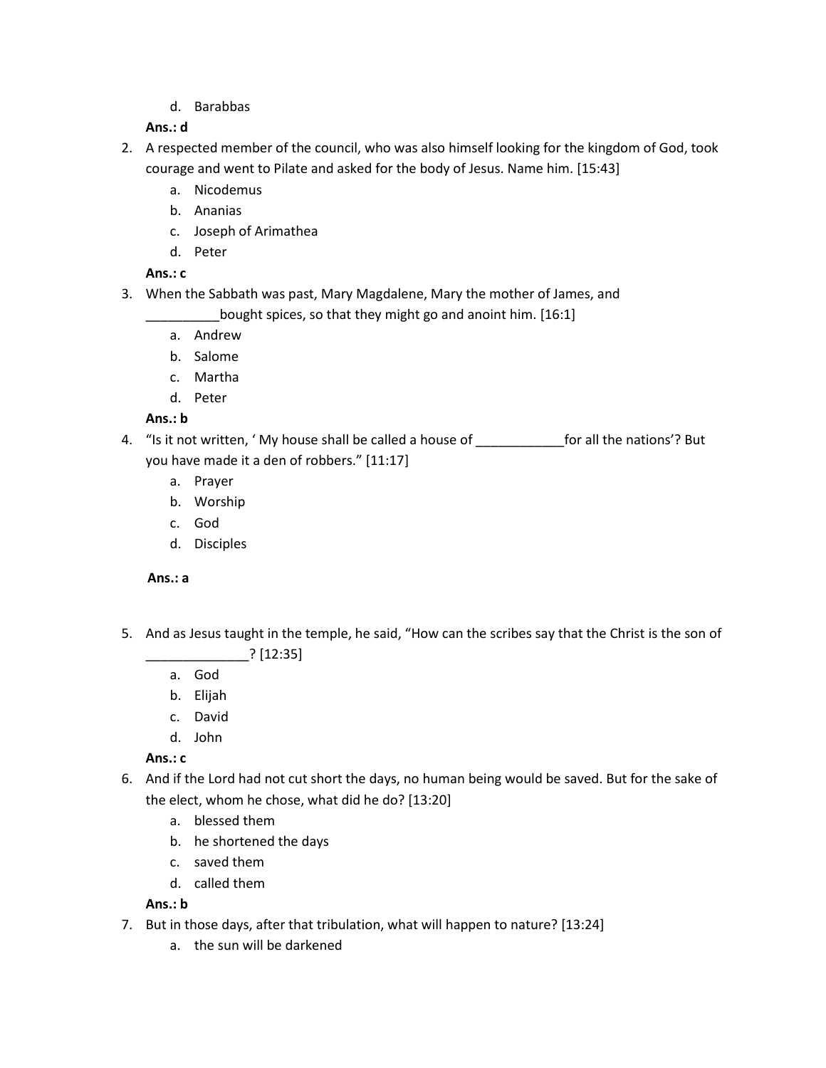d. Barabbas

**Ans.: d**

2. A respected member of the council, who was also himself looking for the kingdom of God, took courage and went to Pilate and asked for the body of Jesus. Name him. [15:43]
   a. Nicodemus
   b. Ananias
   c. Joseph of Arimathea
   d. Peter

   **Ans.: c**

3. When the Sabbath was past, Mary Magdalene, Mary the mother of James, and __________bought spices, so that they might go and anoint him. [16:1]
   a. Andrew
   b. Salome
   c. Martha
   d. Peter

   **Ans.: b**

4. "Is it not written, ' My house shall be called a house of ____________for all the nations'? But you have made it a den of robbers." [11:17]
   a. Prayer
   b. Worship
   c. God
   d. Disciples

   **Ans.: a**

5. And as Jesus taught in the temple, he said, "How can the scribes say that the Christ is the son of ______________? [12:35]
   a. God
   b. Elijah
   c. David
   d. John

   **Ans.: c**

6. And if the Lord had not cut short the days, no human being would be saved. But for the sake of the elect, whom he chose, what did he do? [13:20]
   a. blessed them
   b. he shortened the days
   c. saved them
   d. called them

   **Ans.: b**

7. But in those days, after that tribulation, what will happen to nature? [13:24]
   a. the sun will be darkened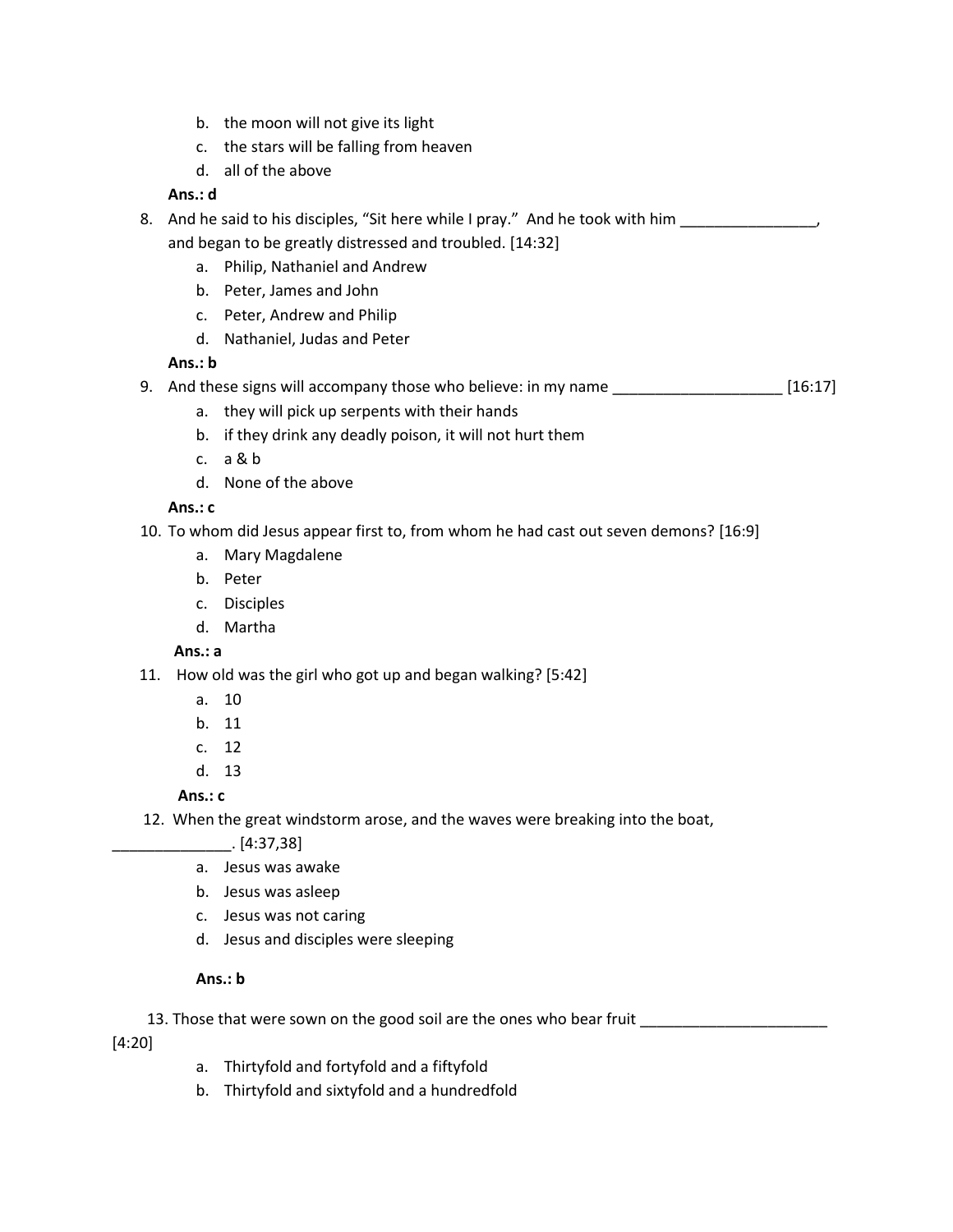b. the moon will not give its light
   c. the stars will be falling from heaven
   d. all of the above

   **Ans.: d**

8. And he said to his disciples, "Sit here while I pray." And he took with him ________________, and began to be greatly distressed and troubled. [14:32]
   a. Philip, Nathaniel and Andrew
   b. Peter, James and John
   c. Peter, Andrew and Philip
   d. Nathaniel, Judas and Peter

   **Ans.: b**

9. And these signs will accompany those who believe: in my name ____________________ [16:17]
   a. they will pick up serpents with their hands
   b. if they drink any deadly poison, it will not hurt them
   c. a & b
   d. None of the above

   **Ans.: c**

10. To whom did Jesus appear first to, from whom he had cast out seven demons? [16:9]
    a. Mary Magdalene
    b. Peter
    c. Disciples
    d. Martha

    **Ans.: a**

11. How old was the girl who got up and began walking? [5:42]
    a. 10
    b. 11
    c. 12
    d. 13

    **Ans.: c**

12. When the great windstorm arose, and the waves were breaking into the boat, ______________. [4:37,38]
    a. Jesus was awake
    b. Jesus was asleep
    c. Jesus was not caring
    d. Jesus and disciples were sleeping

    **Ans.: b**

13. Those that were sown on the good soil are the ones who bear fruit ______________________ [4:20]
    a. Thirtyfold and fortyfold and a fiftyfold
    b. Thirtyfold and sixtyfold and a hundredfold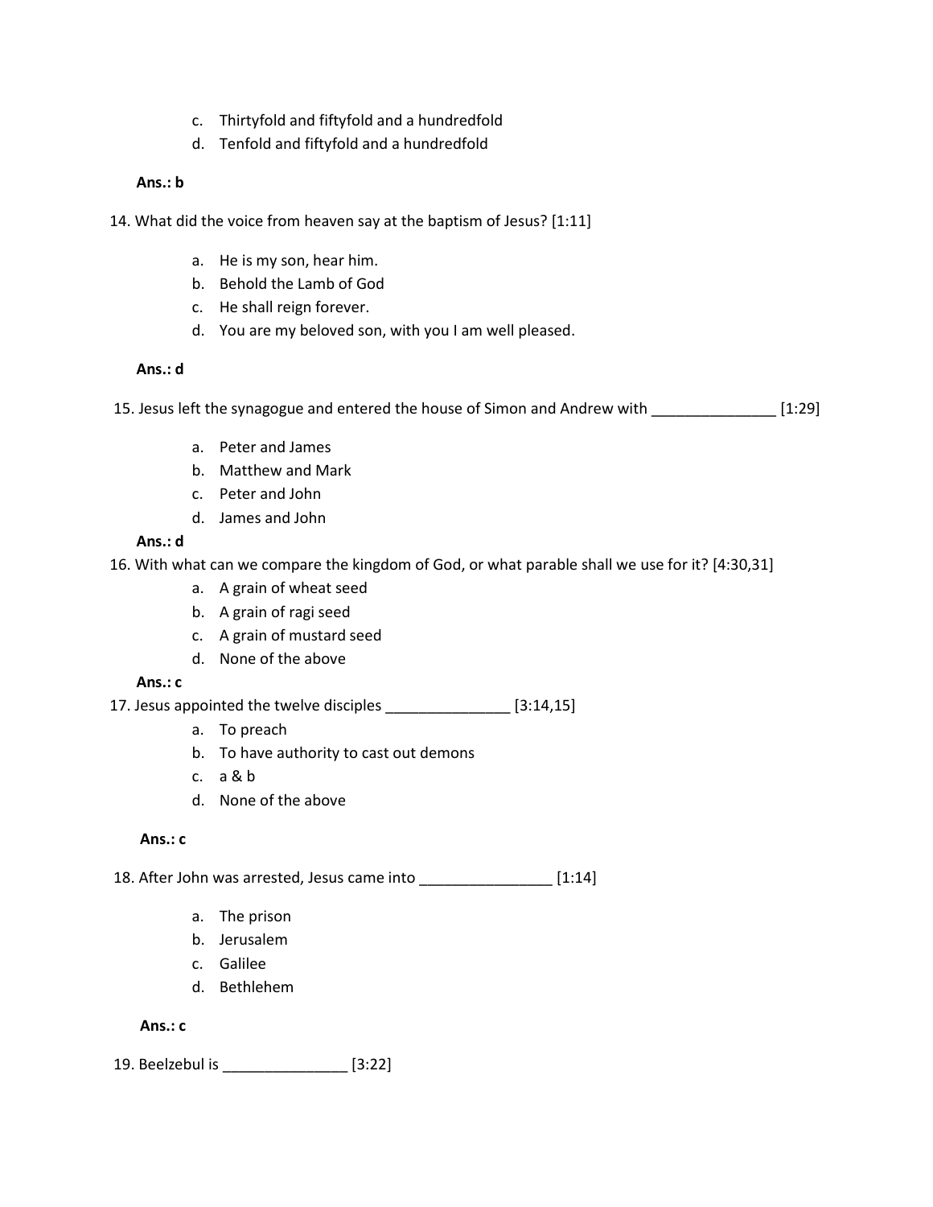c. Thirtyfold and fiftyfold and a hundredfold
d. Tenfold and fiftyfold and a hundredfold

**Ans.: b**

14. What did the voice from heaven say at the baptism of Jesus? [1:11]

a. He is my son, hear him.
b. Behold the Lamb of God
c. He shall reign forever.
d. You are my beloved son, with you I am well pleased.

**Ans.: d**

15. Jesus left the synagogue and entered the house of Simon and Andrew with _______________ [1:29]

a. Peter and James
b. Matthew and Mark
c. Peter and John
d. James and John

**Ans.: d**

16. With what can we compare the kingdom of God, or what parable shall we use for it? [4:30,31]

a. A grain of wheat seed
b. A grain of ragi seed
c. A grain of mustard seed
d. None of the above

**Ans.: c**

17. Jesus appointed the twelve disciples _______________ [3:14,15]

a. To preach
b. To have authority to cast out demons
c. a & b
d. None of the above

**Ans.: c**

18. After John was arrested, Jesus came into ________________ [1:14]

a. The prison
b. Jerusalem
c. Galilee
d. Bethlehem

**Ans.: c**

19. Beelzebul is _______________ [3:22]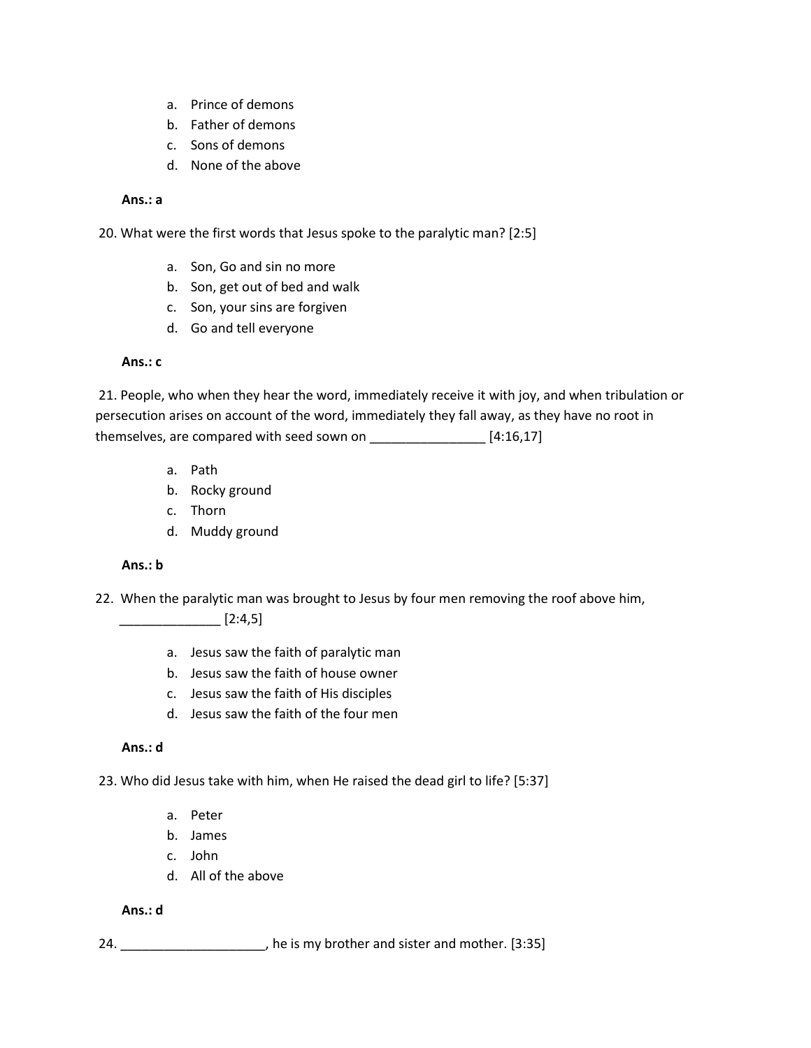a. Prince of demons
b. Father of demons
c. Sons of demons
d. None of the above

**Ans.: a**

20. What were the first words that Jesus spoke to the paralytic man? [2:5]

a. Son, Go and sin no more
b. Son, get out of bed and walk
c. Son, your sins are forgiven
d. Go and tell everyone

**Ans.: c**

21. People, who when they hear the word, immediately receive it with joy, and when tribulation or persecution arises on account of the word, immediately they fall away, as they have no root in themselves, are compared with seed sown on ________________ [4:16,17]

a. Path
b. Rocky ground
c. Thorn
d. Muddy ground

**Ans.: b**

22. When the paralytic man was brought to Jesus by four men removing the roof above him, ______________ [2:4,5]

a. Jesus saw the faith of paralytic man
b. Jesus saw the faith of house owner
c. Jesus saw the faith of His disciples
d. Jesus saw the faith of the four men

**Ans.: d**

23. Who did Jesus take with him, when He raised the dead girl to life? [5:37]

a. Peter
b. James
c. John
d. All of the above

**Ans.: d**

24. ____________________, he is my brother and sister and mother. [3:35]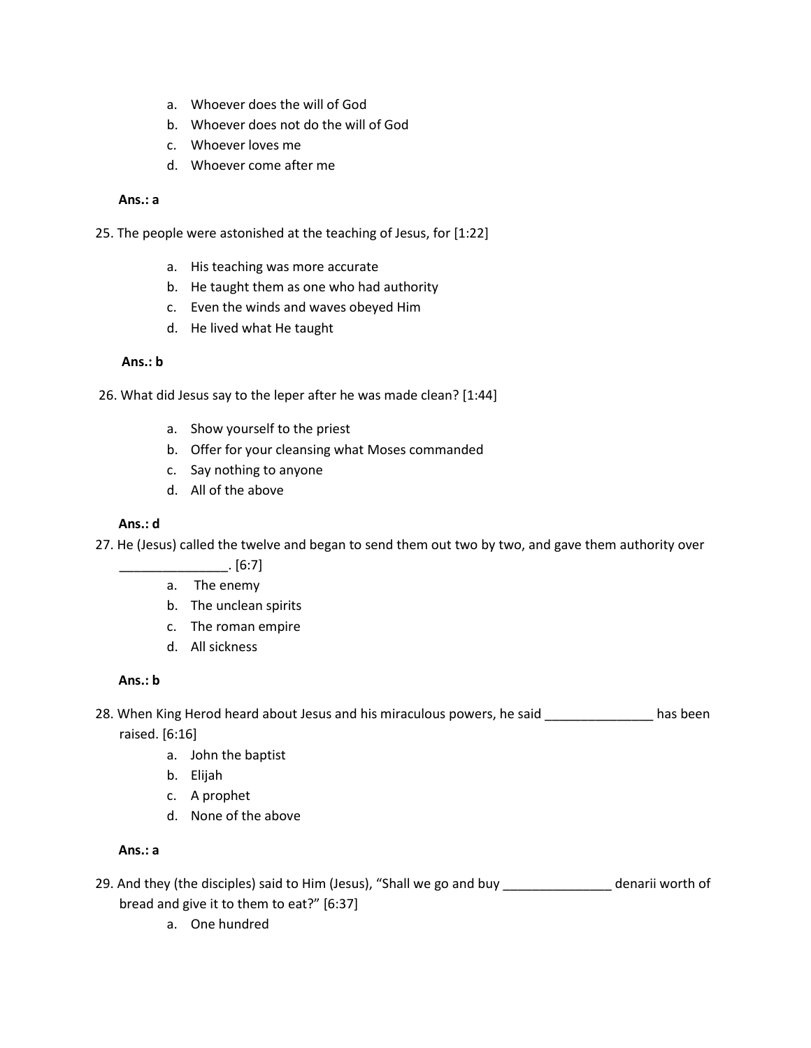a. Whoever does the will of God
b. Whoever does not do the will of God
c. Whoever loves me
d. Whoever come after me

**Ans.: a**

25. The people were astonished at the teaching of Jesus, for [1:22]

a. His teaching was more accurate
b. He taught them as one who had authority
c. Even the winds and waves obeyed Him
d. He lived what He taught

**Ans.: b**

26. What did Jesus say to the leper after he was made clean? [1:44]

a. Show yourself to the priest
b. Offer for your cleansing what Moses commanded
c. Say nothing to anyone
d. All of the above

**Ans.: d**

27. He (Jesus) called the twelve and began to send them out two by two, and gave them authority over _______________. [6:7]

a. The enemy
b. The unclean spirits
c. The roman empire
d. All sickness

**Ans.: b**

28. When King Herod heard about Jesus and his miraculous powers, he said _______________ has been raised. [6:16]

a. John the baptist
b. Elijah
c. A prophet
d. None of the above

**Ans.: a**

29. And they (the disciples) said to Him (Jesus), "Shall we go and buy _______________ denarii worth of bread and give it to them to eat?" [6:37]

a. One hundred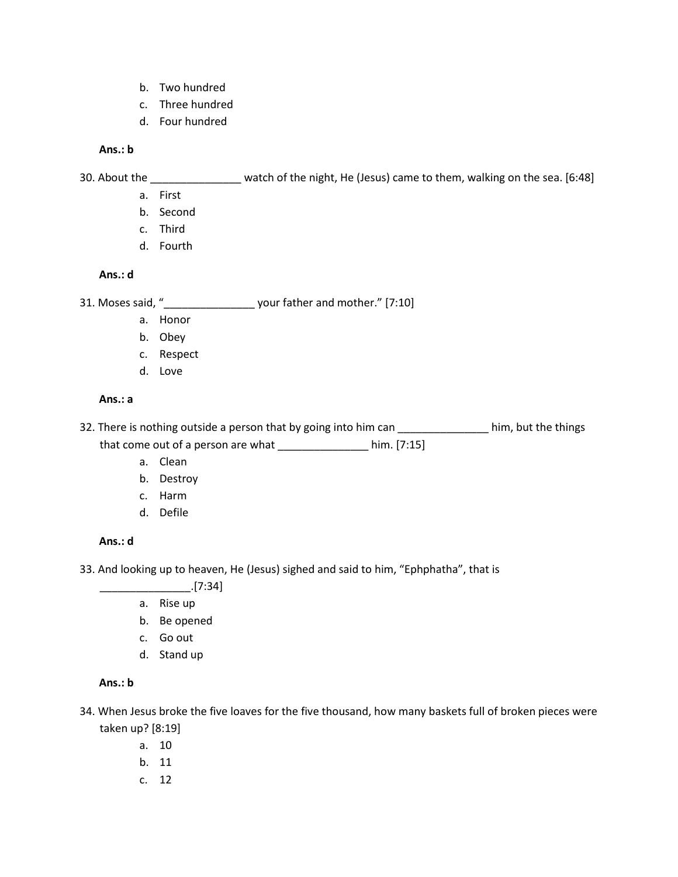b. Two hundred
c. Three hundred
d. Four hundred

**Ans.: b**

30. About the _______________ watch of the night, He (Jesus) came to them, walking on the sea. [6:48]
    a. First
    b. Second
    c. Third
    d. Fourth

**Ans.: d**

31. Moses said, "_______________ your father and mother." [7:10]
    a. Honor
    b. Obey
    c. Respect
    d. Love

**Ans.: a**

32. There is nothing outside a person that by going into him can _______________ him, but the things that come out of a person are what _______________ him. [7:15]
    a. Clean
    b. Destroy
    c. Harm
    d. Defile

**Ans.: d**

33. And looking up to heaven, He (Jesus) sighed and said to him, "Ephphatha", that is _______________.[7:34]
    a. Rise up
    b. Be opened
    c. Go out
    d. Stand up

**Ans.: b**

34. When Jesus broke the five loaves for the five thousand, how many baskets full of broken pieces were taken up? [8:19]
    a. 10
    b. 11
    c. 12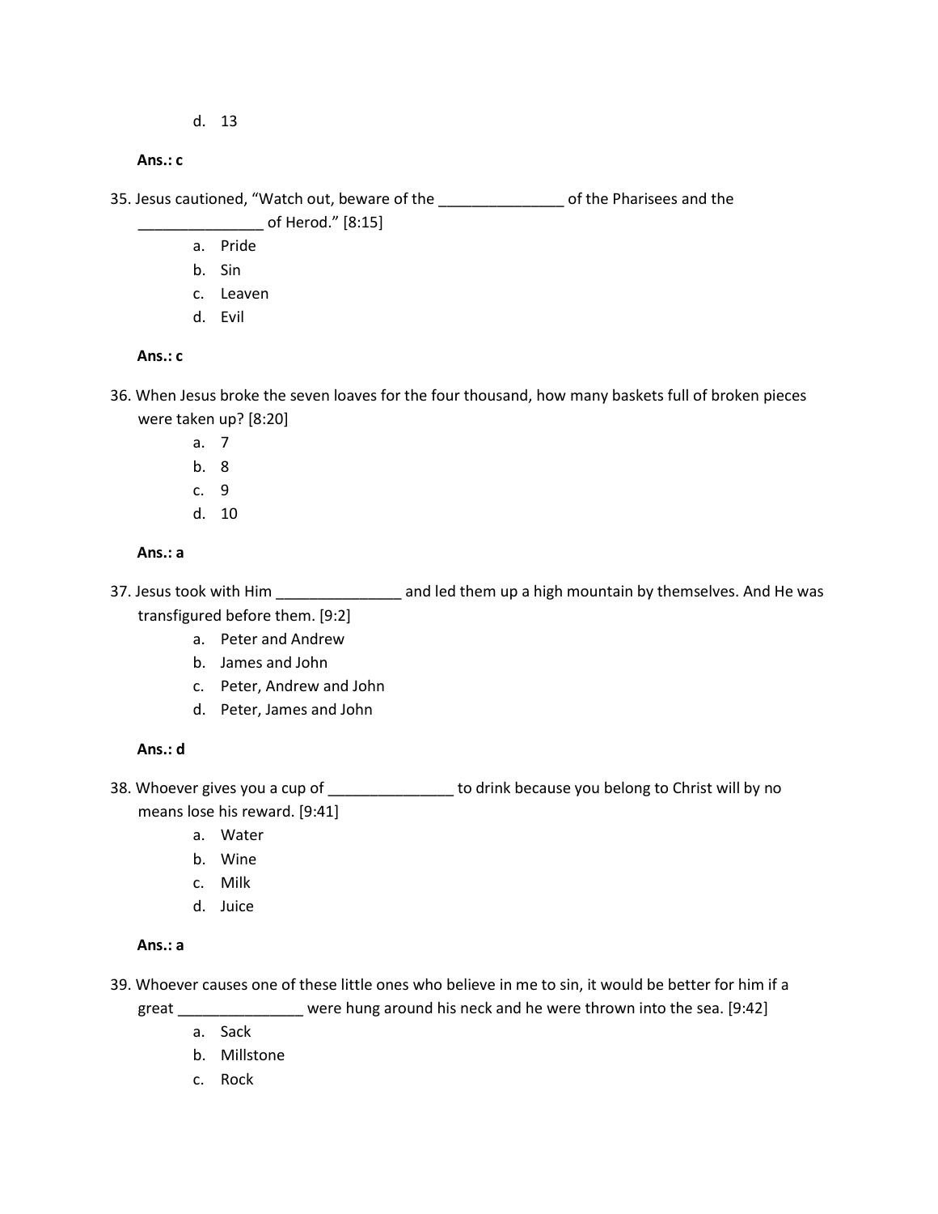d. 13

**Ans.: c**

35. Jesus cautioned, “Watch out, beware of the _______________ of the Pharisees and the _______________ of Herod.” [8:15]
    a. Pride
    b. Sin
    c. Leaven
    d. Evil

**Ans.: c**

36. When Jesus broke the seven loaves for the four thousand, how many baskets full of broken pieces were taken up? [8:20]
    a. 7
    b. 8
    c. 9
    d. 10

**Ans.: a**

37. Jesus took with Him _______________ and led them up a high mountain by themselves. And He was transfigured before them. [9:2]
    a. Peter and Andrew
    b. James and John
    c. Peter, Andrew and John
    d. Peter, James and John

**Ans.: d**

38. Whoever gives you a cup of _______________ to drink because you belong to Christ will by no means lose his reward. [9:41]
    a. Water
    b. Wine
    c. Milk
    d. Juice

**Ans.: a**

39. Whoever causes one of these little ones who believe in me to sin, it would be better for him if a great _______________ were hung around his neck and he were thrown into the sea. [9:42]
    a. Sack
    b. Millstone
    c. Rock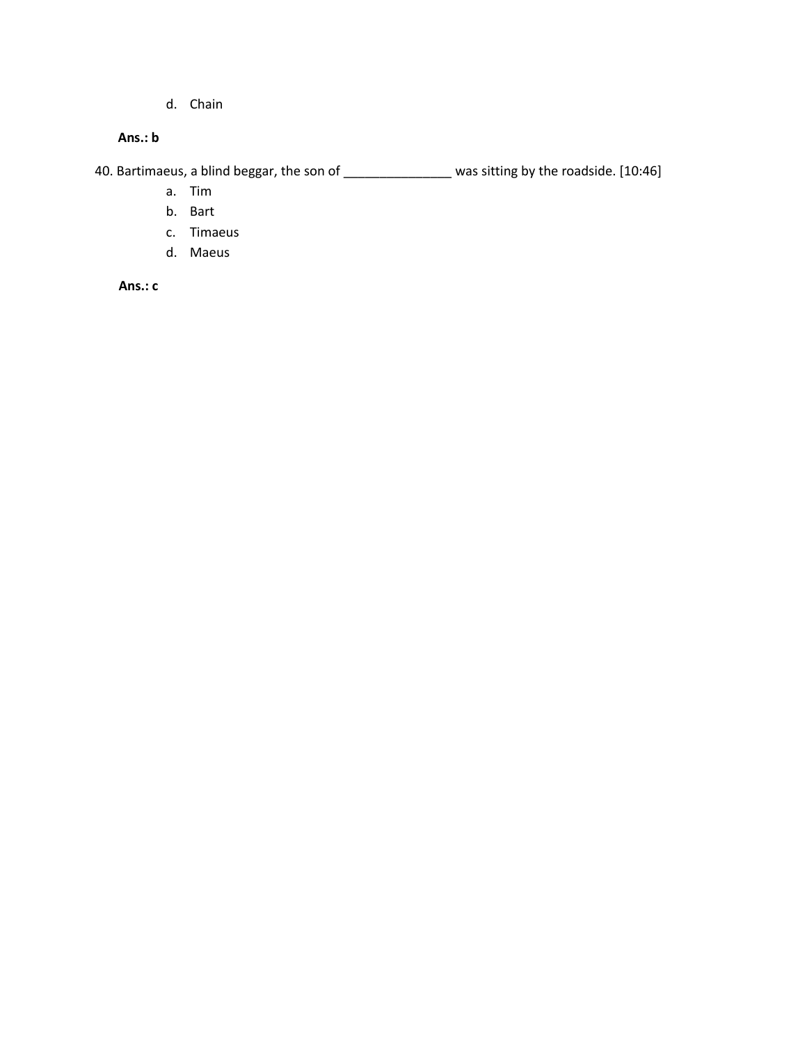d. Chain

**Ans.: b**

40. Bartimaeus, a blind beggar, the son of _______________ was sitting by the roadside. [10:46]

a. Tim
b. Bart
c. Timaeus
d. Maeus

**Ans.: c**